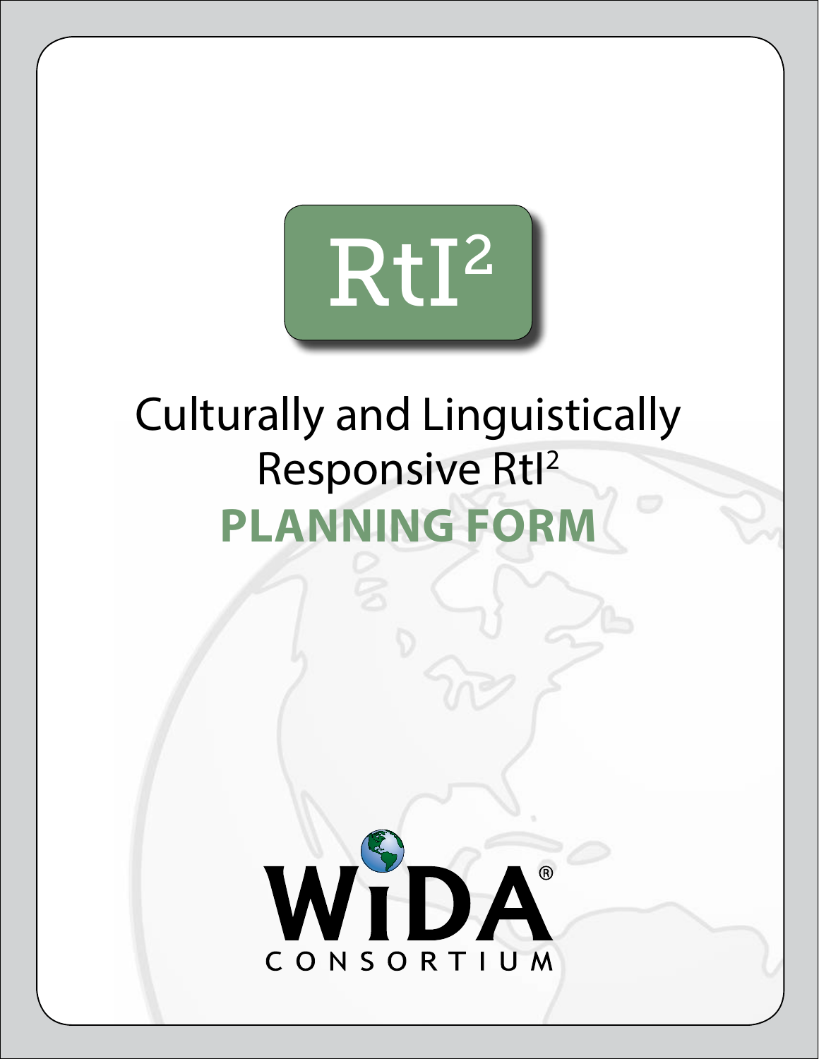RtI²

# Culturally and Linguistically Responsive RtI²

# PLANNING FORM

WIDA®
CONSORTIUM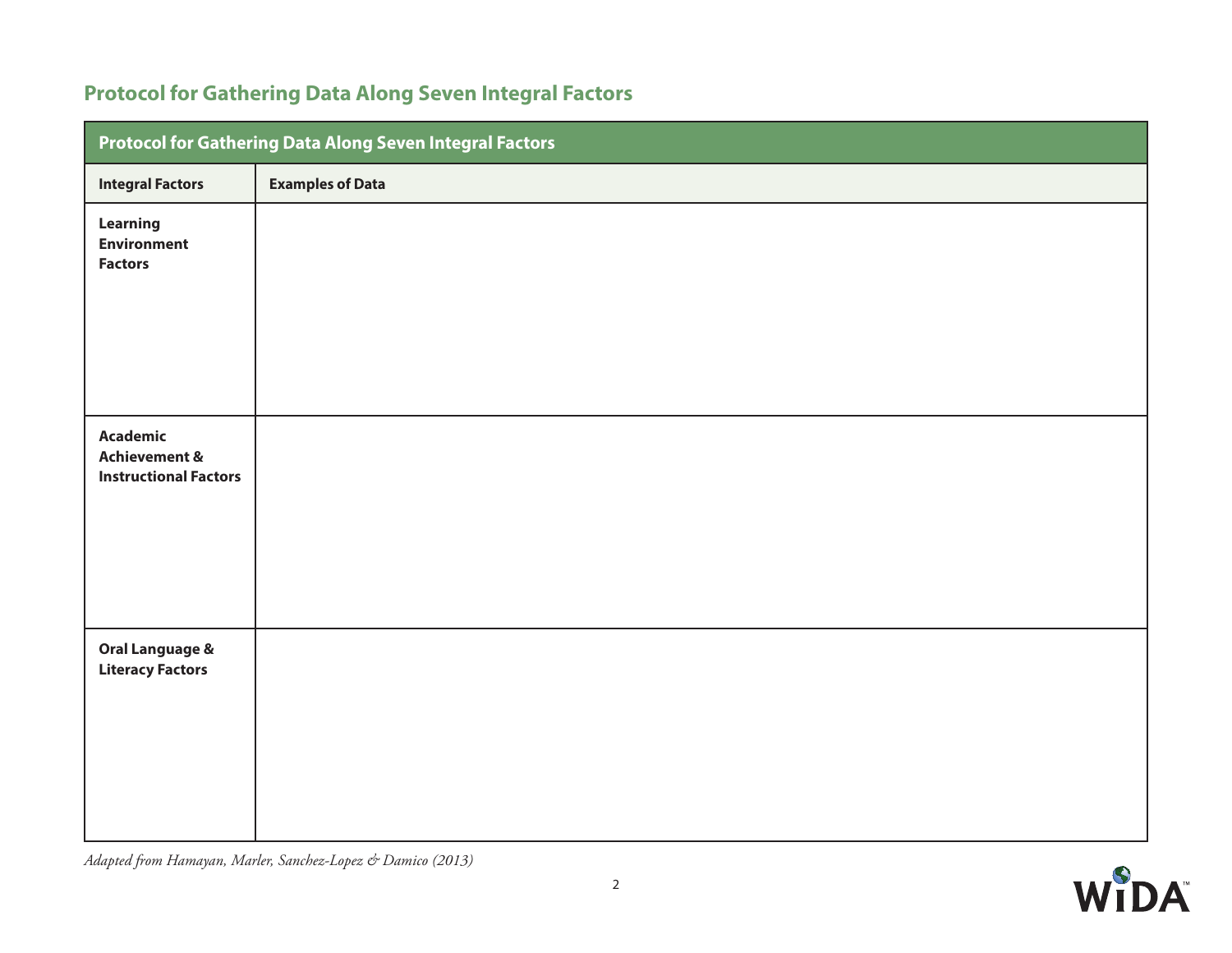## Protocol for Gathering Data Along Seven Integral Factors

| Protocol for Gathering Data Along Seven Integral Factors | |
| --- | --- |
| **Integral Factors** | **Examples of Data** |
| **Learning Environment Factors** | |
| **Academic Achievement & Instructional Factors** | |
| **Oral Language & Literacy Factors** | |

*Adapted from Hamayan, Marler, Sanchez-Lopez & Damico (2013)*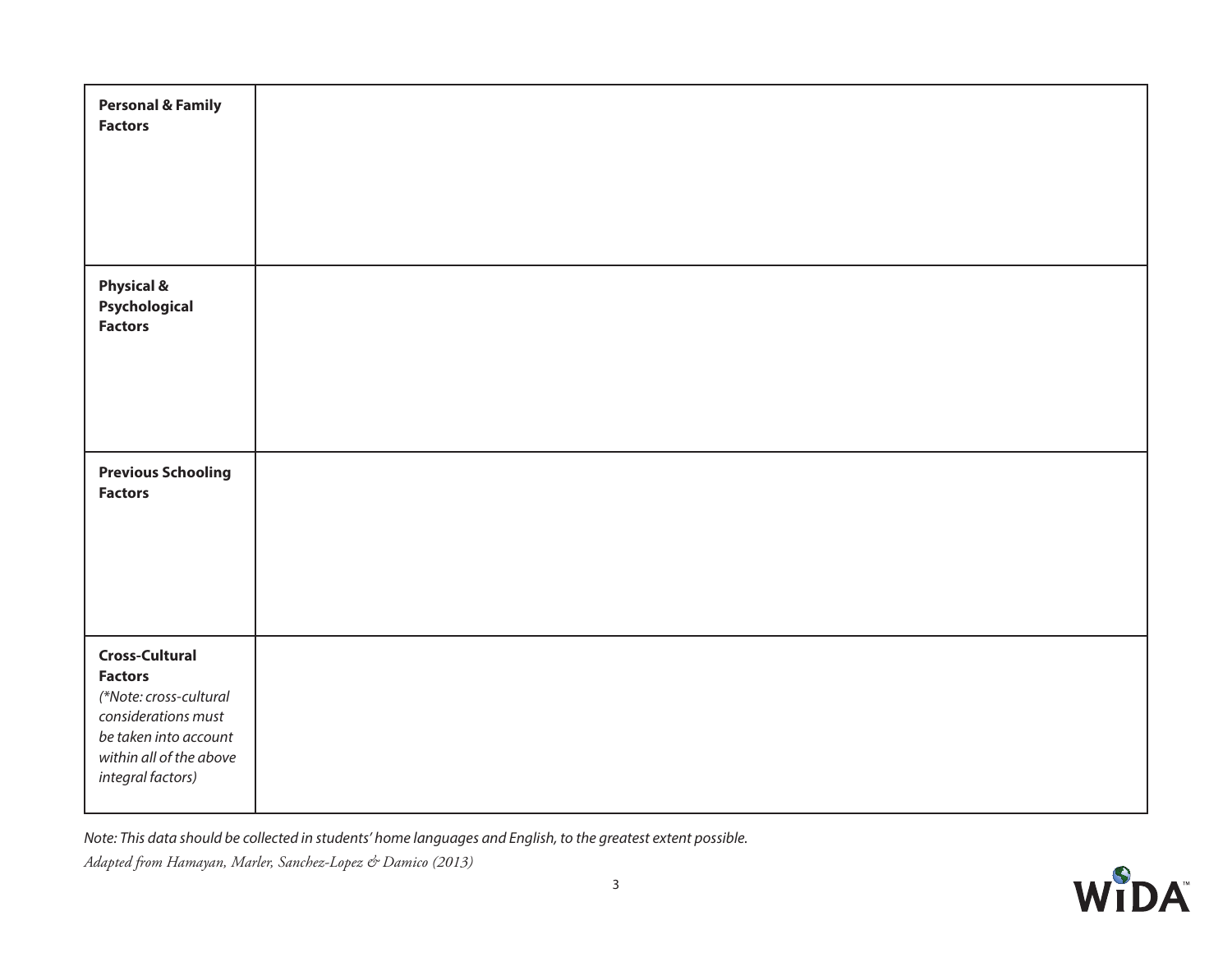| | |
|---|---|
| **Personal & Family Factors** | |
| **Physical & Psychological Factors** | |
| **Previous Schooling Factors** | |
| **Cross-Cultural Factors** *(\*Note: cross-cultural considerations must be taken into account within all of the above integral factors)* | |

*Note: This data should be collected in students' home languages and English, to the greatest extent possible.*

*Adapted from Hamayan, Marler, Sanchez-Lopez & Damico (2013)*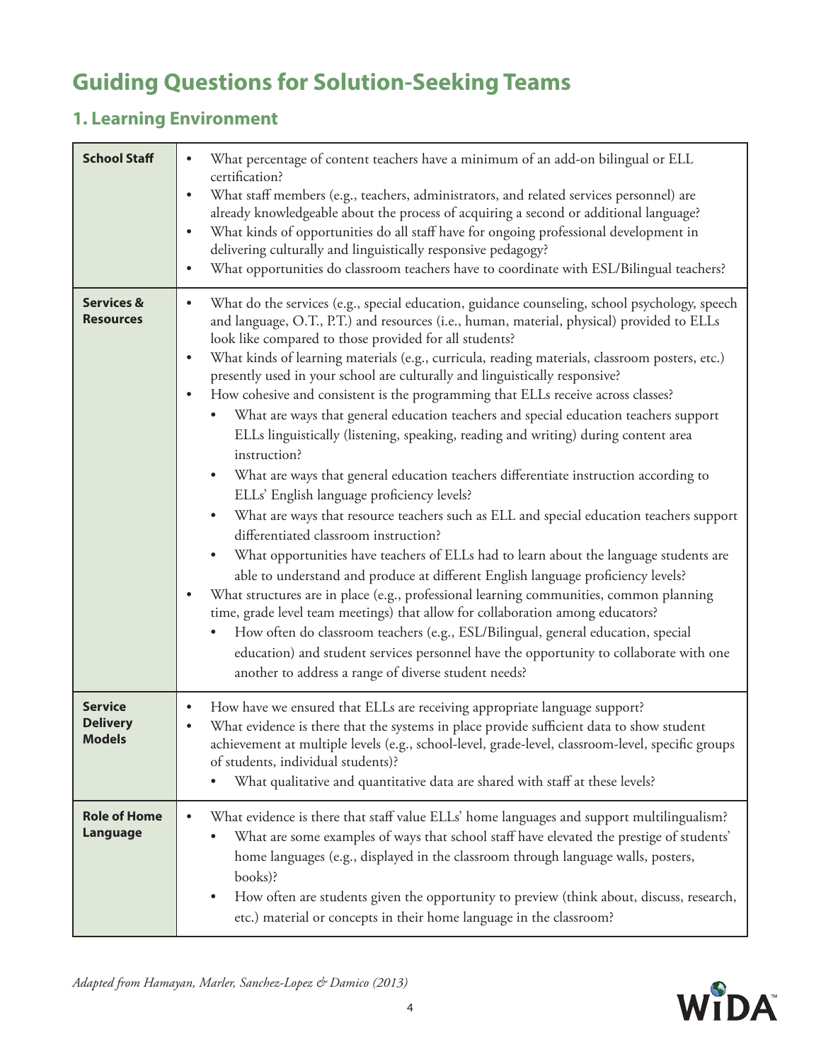# Guiding Questions for Solution-Seeking Teams

## 1. Learning Environment

| | |
|---|---|
| **School Staff** | • What percentage of content teachers have a minimum of an add-on bilingual or ELL certification?<br>• What staff members (e.g., teachers, administrators, and related services personnel) are already knowledgeable about the process of acquiring a second or additional language?<br>• What kinds of opportunities do all staff have for ongoing professional development in delivering culturally and linguistically responsive pedagogy?<br>• What opportunities do classroom teachers have to coordinate with ESL/Bilingual teachers? |
| **Services & Resources** | • What do the services (e.g., special education, guidance counseling, school psychology, speech and language, O.T., P.T.) and resources (i.e., human, material, physical) provided to ELLs look like compared to those provided for all students?<br>• What kinds of learning materials (e.g., curricula, reading materials, classroom posters, etc.) presently used in your school are culturally and linguistically responsive?<br>• How cohesive and consistent is the programming that ELLs receive across classes?<br>&nbsp;&nbsp;&nbsp;&nbsp;• What are ways that general education teachers and special education teachers support ELLs linguistically (listening, speaking, reading and writing) during content area instruction?<br>&nbsp;&nbsp;&nbsp;&nbsp;• What are ways that general education teachers differentiate instruction according to ELLs' English language proficiency levels?<br>&nbsp;&nbsp;&nbsp;&nbsp;• What are ways that resource teachers such as ELL and special education teachers support differentiated classroom instruction?<br>&nbsp;&nbsp;&nbsp;&nbsp;• What opportunities have teachers of ELLs had to learn about the language students are able to understand and produce at different English language proficiency levels?<br>• What structures are in place (e.g., professional learning communities, common planning time, grade level team meetings) that allow for collaboration among educators?<br>&nbsp;&nbsp;&nbsp;&nbsp;• How often do classroom teachers (e.g., ESL/Bilingual, general education, special education) and student services personnel have the opportunity to collaborate with one another to address a range of diverse student needs? |
| **Service Delivery Models** | • How have we ensured that ELLs are receiving appropriate language support?<br>• What evidence is there that the systems in place provide sufficient data to show student achievement at multiple levels (e.g., school-level, grade-level, classroom-level, specific groups of students, individual students)?<br>&nbsp;&nbsp;&nbsp;&nbsp;• What qualitative and quantitative data are shared with staff at these levels? |
| **Role of Home Language** | • What evidence is there that staff value ELLs' home languages and support multilingualism?<br>&nbsp;&nbsp;&nbsp;&nbsp;• What are some examples of ways that school staff have elevated the prestige of students' home languages (e.g., displayed in the classroom through language walls, posters, books)?<br>&nbsp;&nbsp;&nbsp;&nbsp;• How often are students given the opportunity to preview (think about, discuss, research, etc.) material or concepts in their home language in the classroom? |

*Adapted from Hamayan, Marler, Sanchez-Lopez & Damico (2013)*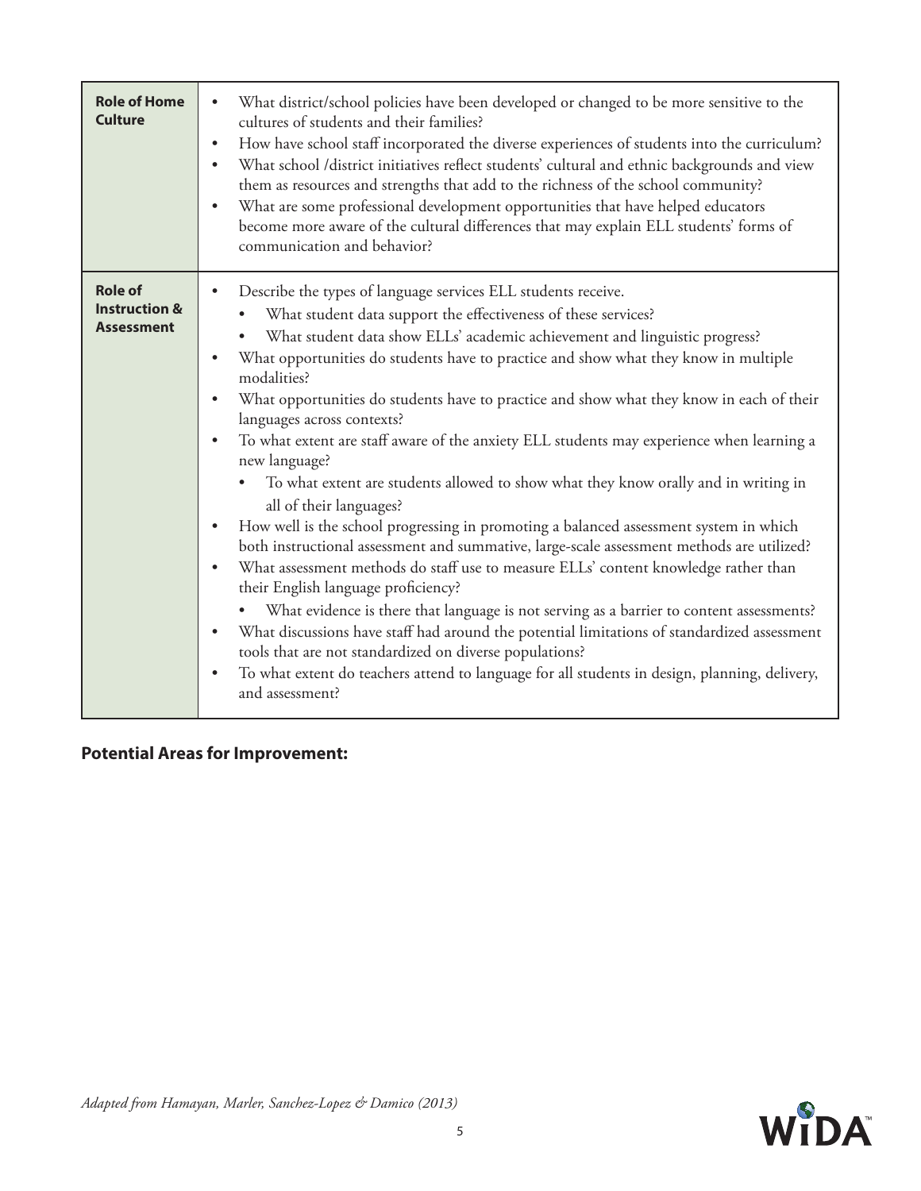| | |
|---|---|
| **Role of Home Culture** | • What district/school policies have been developed or changed to be more sensitive to the cultures of students and their families?<br>• How have school staff incorporated the diverse experiences of students into the curriculum?<br>• What school /district initiatives reflect students' cultural and ethnic backgrounds and view them as resources and strengths that add to the richness of the school community?<br>• What are some professional development opportunities that have helped educators become more aware of the cultural differences that may explain ELL students' forms of communication and behavior? |
| **Role of Instruction & Assessment** | • Describe the types of language services ELL students receive.<br>&nbsp;&nbsp;&nbsp;&nbsp;• What student data support the effectiveness of these services?<br>&nbsp;&nbsp;&nbsp;&nbsp;• What student data show ELLs' academic achievement and linguistic progress?<br>• What opportunities do students have to practice and show what they know in multiple modalities?<br>• What opportunities do students have to practice and show what they know in each of their languages across contexts?<br>• To what extent are staff aware of the anxiety ELL students may experience when learning a new language?<br>&nbsp;&nbsp;&nbsp;&nbsp;• To what extent are students allowed to show what they know orally and in writing in all of their languages?<br>• How well is the school progressing in promoting a balanced assessment system in which both instructional assessment and summative, large-scale assessment methods are utilized?<br>• What assessment methods do staff use to measure ELLs' content knowledge rather than their English language proficiency?<br>&nbsp;&nbsp;&nbsp;&nbsp;• What evidence is there that language is not serving as a barrier to content assessments?<br>• What discussions have staff had around the potential limitations of standardized assessment tools that are not standardized on diverse populations?<br>• To what extent do teachers attend to language for all students in design, planning, delivery, and assessment? |

**Potential Areas for Improvement:**

*Adapted from Hamayan, Marler, Sanchez-Lopez & Damico (2013)*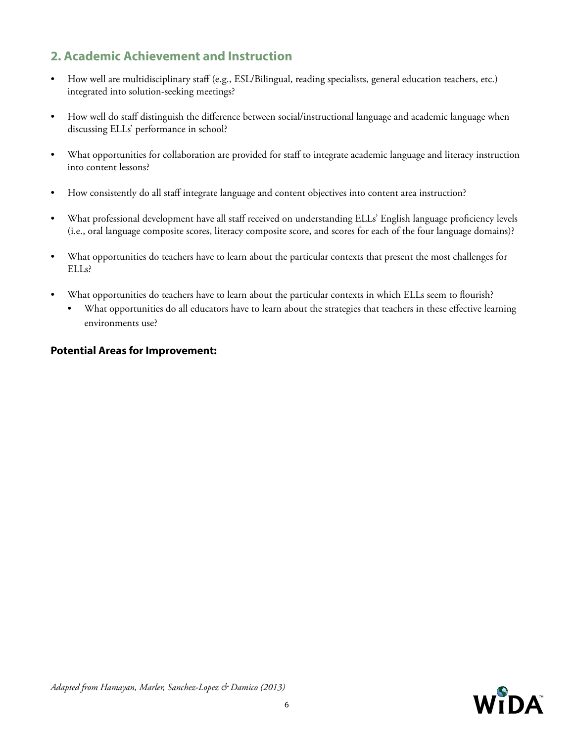## 2. Academic Achievement and Instruction

- How well are multidisciplinary staff (e.g., ESL/Bilingual, reading specialists, general education teachers, etc.) integrated into solution-seeking meetings?
- How well do staff distinguish the difference between social/instructional language and academic language when discussing ELLs' performance in school?
- What opportunities for collaboration are provided for staff to integrate academic language and literacy instruction into content lessons?
- How consistently do all staff integrate language and content objectives into content area instruction?
- What professional development have all staff received on understanding ELLs' English language proficiency levels (i.e., oral language composite scores, literacy composite score, and scores for each of the four language domains)?
- What opportunities do teachers have to learn about the particular contexts that present the most challenges for ELLs?
- What opportunities do teachers have to learn about the particular contexts in which ELLs seem to flourish?
  - What opportunities do all educators have to learn about the strategies that teachers in these effective learning environments use?

**Potential Areas for Improvement:**

*Adapted from Hamayan, Marler, Sanchez-Lopez & Damico (2013)*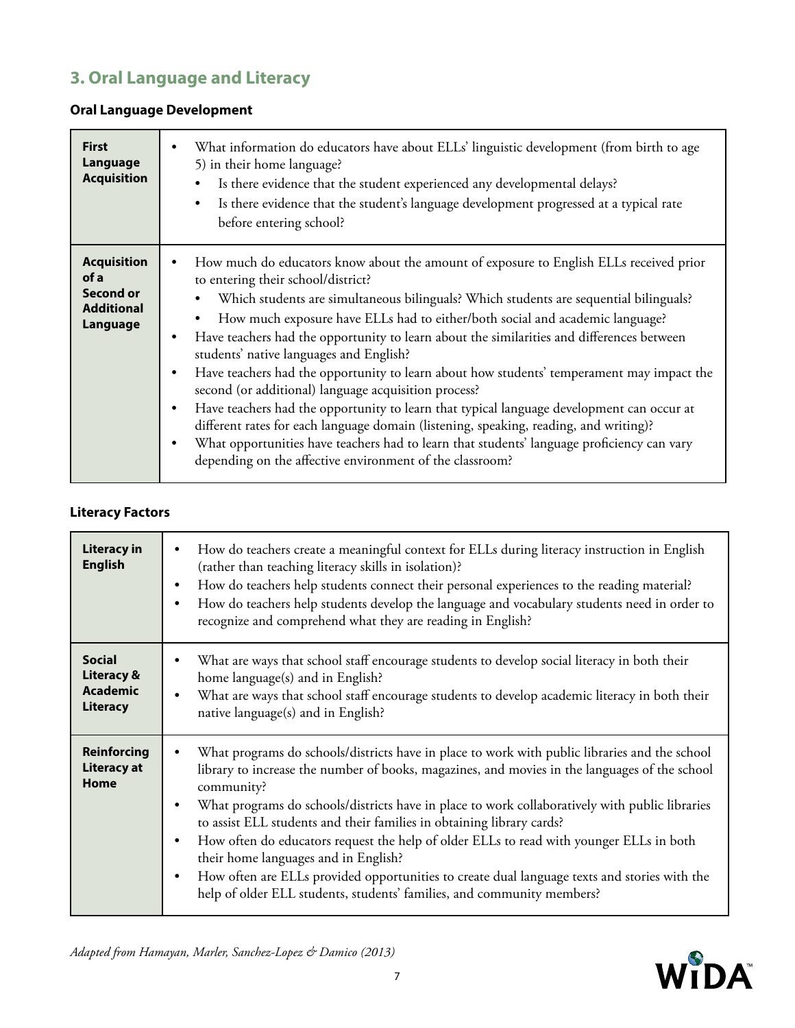## 3. Oral Language and Literacy

### Oral Language Development

| | |
|---|---|
| **First Language Acquisition** | • What information do educators have about ELLs' linguistic development (from birth to age 5) in their home language?<br>  ◦ Is there evidence that the student experienced any developmental delays?<br>  ◦ Is there evidence that the student's language development progressed at a typical rate before entering school? |
| **Acquisition of a Second or Additional Language** | • How much do educators know about the amount of exposure to English ELLs received prior to entering their school/district?<br>  ◦ Which students are simultaneous bilinguals? Which students are sequential bilinguals?<br>  ◦ How much exposure have ELLs had to either/both social and academic language?<br>• Have teachers had the opportunity to learn about the similarities and differences between students' native languages and English?<br>• Have teachers had the opportunity to learn about how students' temperament may impact the second (or additional) language acquisition process?<br>• Have teachers had the opportunity to learn that typical language development can occur at different rates for each language domain (listening, speaking, reading, and writing)?<br>• What opportunities have teachers had to learn that students' language proficiency can vary depending on the affective environment of the classroom? |

### Literacy Factors

| | |
|---|---|
| **Literacy in English** | • How do teachers create a meaningful context for ELLs during literacy instruction in English (rather than teaching literacy skills in isolation)?<br>• How do teachers help students connect their personal experiences to the reading material?<br>• How do teachers help students develop the language and vocabulary students need in order to recognize and comprehend what they are reading in English? |
| **Social Literacy & Academic Literacy** | • What are ways that school staff encourage students to develop social literacy in both their home language(s) and in English?<br>• What are ways that school staff encourage students to develop academic literacy in both their native language(s) and in English? |
| **Reinforcing Literacy at Home** | • What programs do schools/districts have in place to work with public libraries and the school library to increase the number of books, magazines, and movies in the languages of the school community?<br>• What programs do schools/districts have in place to work collaboratively with public libraries to assist ELL students and their families in obtaining library cards?<br>• How often do educators request the help of older ELLs to read with younger ELLs in both their home languages and in English?<br>• How often are ELLs provided opportunities to create dual language texts and stories with the help of older ELL students, students' families, and community members? |

*Adapted from Hamayan, Marler, Sanchez-Lopez & Damico (2013)*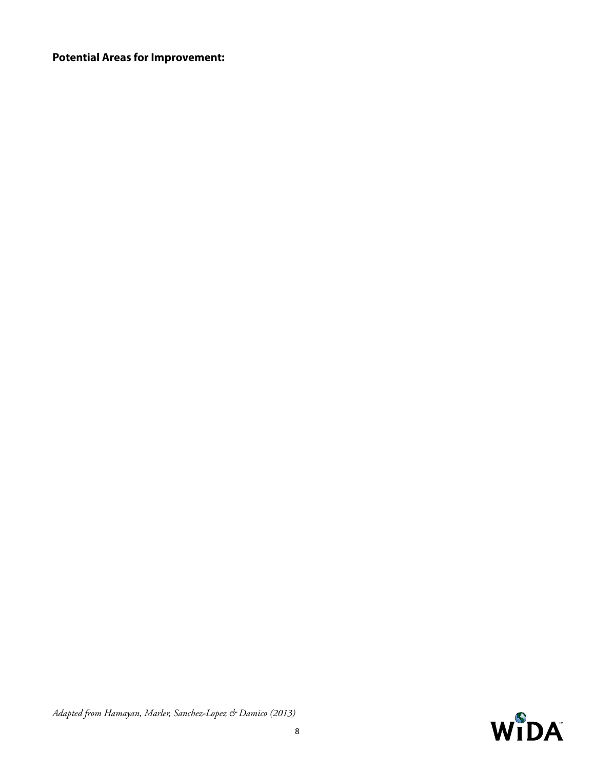**Potential Areas for Improvement:**

*Adapted from Hamayan, Marler, Sanchez-Lopez & Damico (2013)*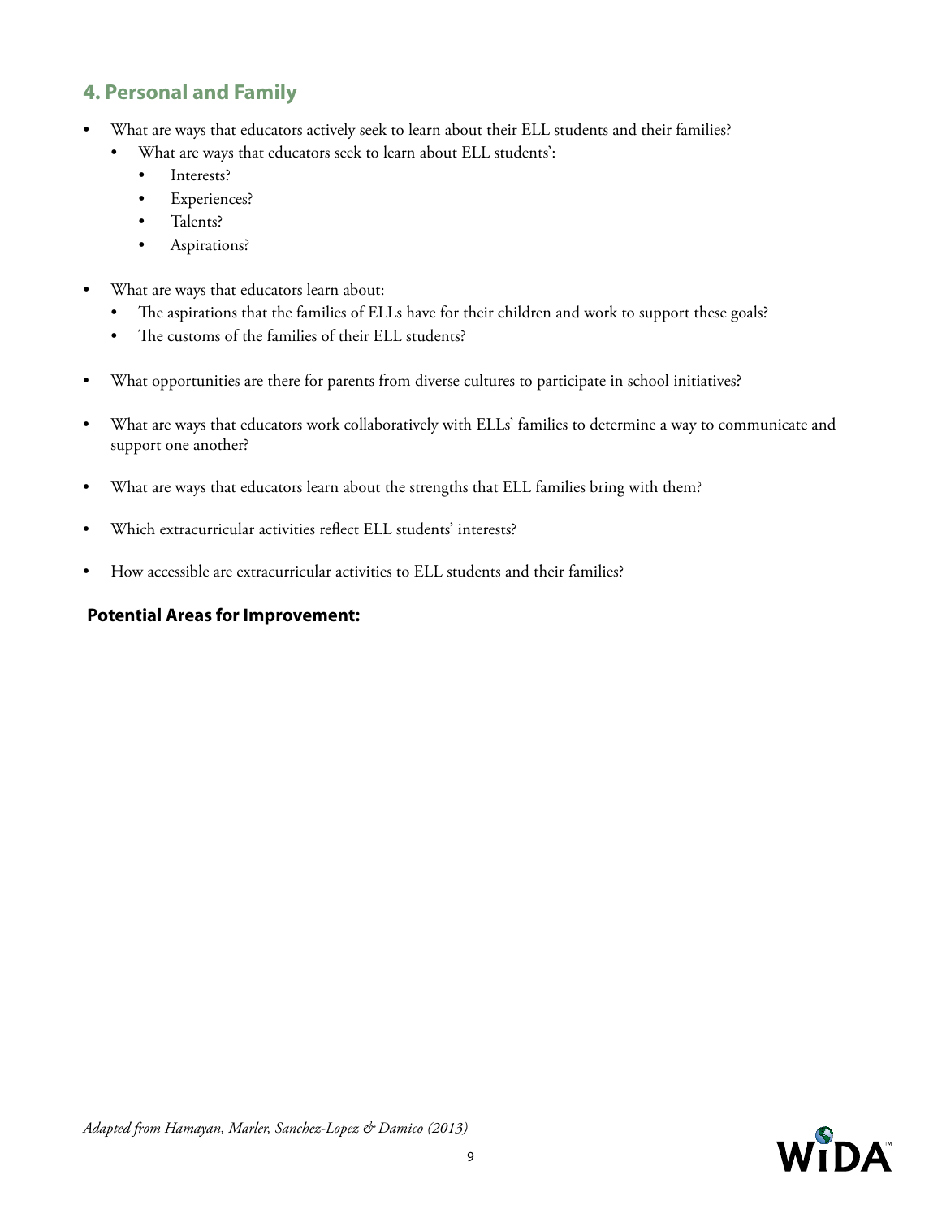## 4. Personal and Family

- What are ways that educators actively seek to learn about their ELL students and their families?
  - What are ways that educators seek to learn about ELL students':
    - Interests?
    - Experiences?
    - Talents?
    - Aspirations?
- What are ways that educators learn about:
  - The aspirations that the families of ELLs have for their children and work to support these goals?
  - The customs of the families of their ELL students?
- What opportunities are there for parents from diverse cultures to participate in school initiatives?
- What are ways that educators work collaboratively with ELLs' families to determine a way to communicate and support one another?
- What are ways that educators learn about the strengths that ELL families bring with them?
- Which extracurricular activities reflect ELL students' interests?
- How accessible are extracurricular activities to ELL students and their families?

**Potential Areas for Improvement:**

*Adapted from Hamayan, Marler, Sanchez-Lopez & Damico (2013)*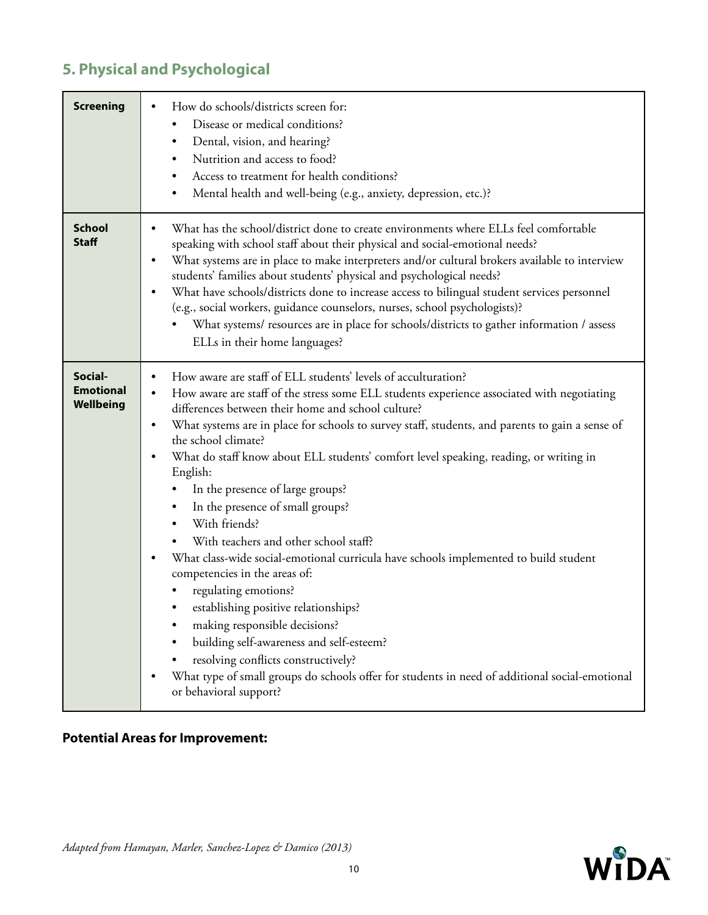## 5. Physical and Psychological

| | |
|---|---|
| **Screening** | • How do schools/districts screen for:<br>  • Disease or medical conditions?<br>  • Dental, vision, and hearing?<br>  • Nutrition and access to food?<br>  • Access to treatment for health conditions?<br>  • Mental health and well-being (e.g., anxiety, depression, etc.)? |
| **School Staff** | • What has the school/district done to create environments where ELLs feel comfortable speaking with school staff about their physical and social-emotional needs?<br>• What systems are in place to make interpreters and/or cultural brokers available to interview students' families about students' physical and psychological needs?<br>• What have schools/districts done to increase access to bilingual student services personnel (e.g., social workers, guidance counselors, nurses, school psychologists)?<br>  • What systems/ resources are in place for schools/districts to gather information / assess ELLs in their home languages? |
| **Social-Emotional Wellbeing** | • How aware are staff of ELL students' levels of acculturation?<br>• How aware are staff of the stress some ELL students experience associated with negotiating differences between their home and school culture?<br>• What systems are in place for schools to survey staff, students, and parents to gain a sense of the school climate?<br>• What do staff know about ELL students' comfort level speaking, reading, or writing in English:<br>  • In the presence of large groups?<br>  • In the presence of small groups?<br>  • With friends?<br>  • With teachers and other school staff?<br>• What class-wide social-emotional curricula have schools implemented to build student competencies in the areas of:<br>  • regulating emotions?<br>  • establishing positive relationships?<br>  • making responsible decisions?<br>  • building self-awareness and self-esteem?<br>  • resolving conflicts constructively?<br>• What type of small groups do schools offer for students in need of additional social-emotional or behavioral support? |

**Potential Areas for Improvement:**

*Adapted from Hamayan, Marler, Sanchez-Lopez & Damico (2013)*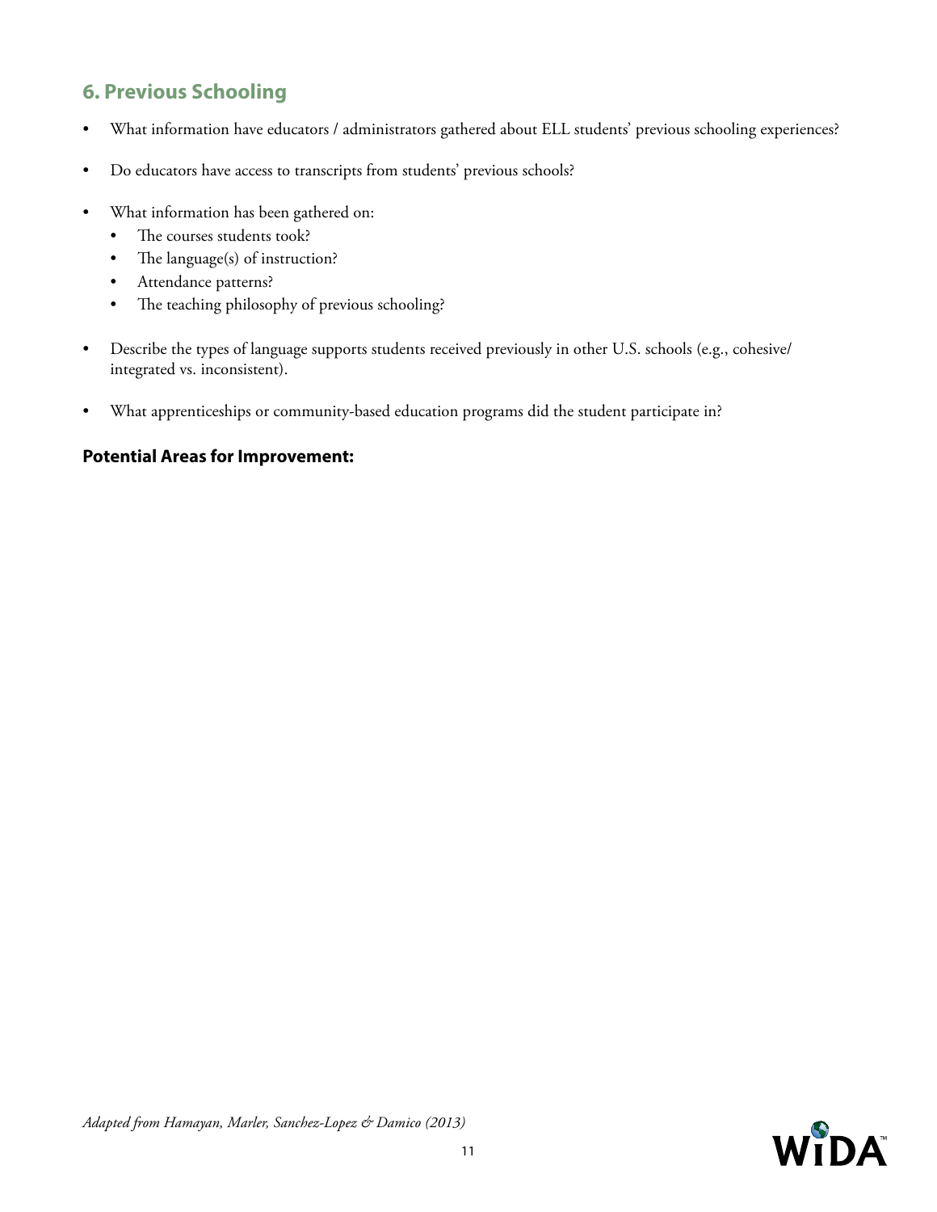## 6. Previous Schooling

- What information have educators / administrators gathered about ELL students' previous schooling experiences?
- Do educators have access to transcripts from students' previous schools?
- What information has been gathered on:
  - The courses students took?
  - The language(s) of instruction?
  - Attendance patterns?
  - The teaching philosophy of previous schooling?
- Describe the types of language supports students received previously in other U.S. schools (e.g., cohesive/integrated vs. inconsistent).
- What apprenticeships or community-based education programs did the student participate in?

**Potential Areas for Improvement:**

*Adapted from Hamayan, Marler, Sanchez-Lopez & Damico (2013)*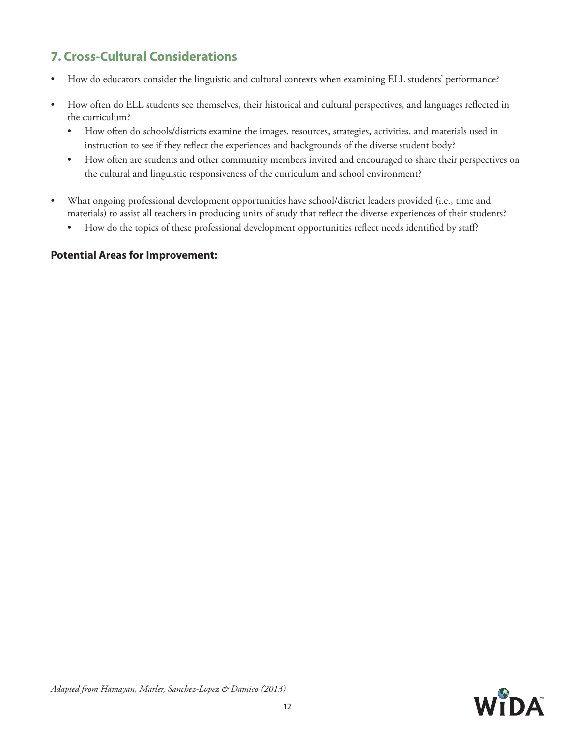## 7. Cross-Cultural Considerations

- How do educators consider the linguistic and cultural contexts when examining ELL students' performance?
- How often do ELL students see themselves, their historical and cultural perspectives, and languages reflected in the curriculum?
  - How often do schools/districts examine the images, resources, strategies, activities, and materials used in instruction to see if they reflect the experiences and backgrounds of the diverse student body?
  - How often are students and other community members invited and encouraged to share their perspectives on the cultural and linguistic responsiveness of the curriculum and school environment?
- What ongoing professional development opportunities have school/district leaders provided (i.e., time and materials) to assist all teachers in producing units of study that reflect the diverse experiences of their students?
  - How do the topics of these professional development opportunities reflect needs identified by staff?

**Potential Areas for Improvement:**

*Adapted from Hamayan, Marler, Sanchez-Lopez & Damico (2013)*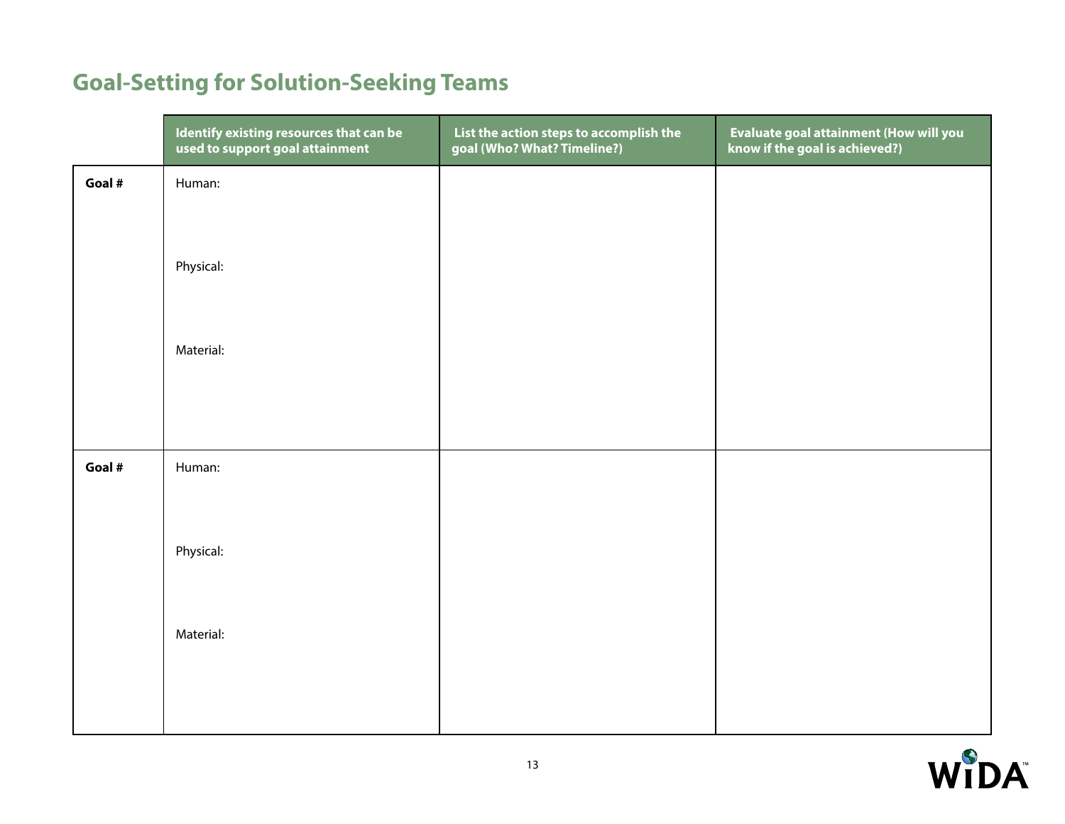## Goal-Setting for Solution-Seeking Teams

| | Identify existing resources that can be used to support goal attainment | List the action steps to accomplish the goal (Who? What? Timeline?) | Evaluate goal attainment (How will you know if the goal is achieved?) |
|---|---|---|---|
| **Goal #** | Human:<br><br>Physical:<br><br>Material: | | |
| **Goal #** | Human:<br><br>Physical:<br><br>Material: | | |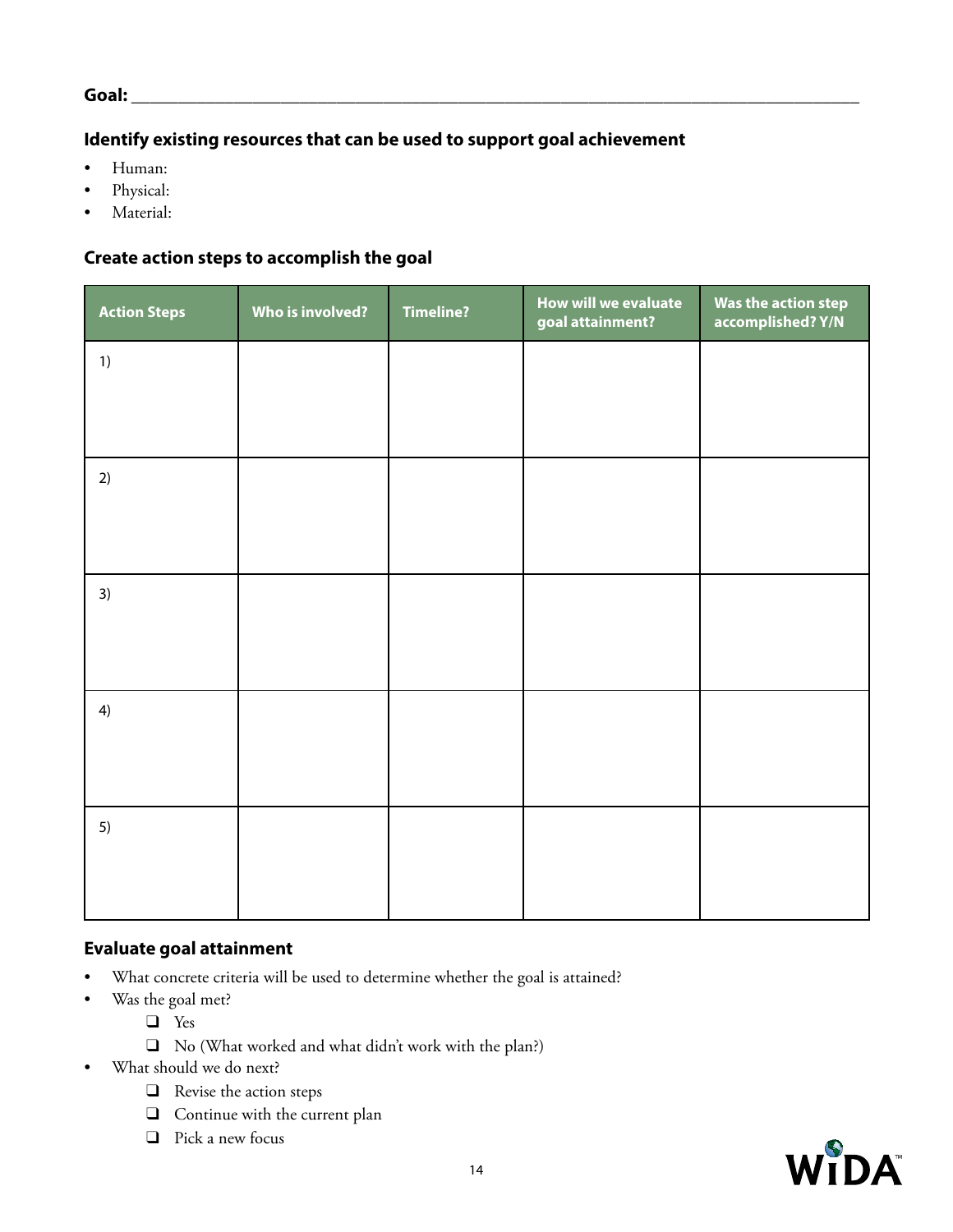**Goal:** \_\_\_\_\_\_\_\_\_\_\_\_\_\_\_\_\_\_\_\_\_\_\_\_\_\_\_\_\_\_\_\_\_\_\_\_\_\_\_\_\_\_\_\_\_\_\_\_\_\_\_\_\_\_\_\_\_\_\_\_

### Identify existing resources that can be used to support goal achievement

- Human:
- Physical:
- Material:

### Create action steps to accomplish the goal

| Action Steps | Who is involved? | Timeline? | How will we evaluate goal attainment? | Was the action step accomplished? Y/N |
|---|---|---|---|---|
| 1) | | | | |
| 2) | | | | |
| 3) | | | | |
| 4) | | | | |
| 5) | | | | |

### Evaluate goal attainment

- What concrete criteria will be used to determine whether the goal is attained?
- Was the goal met?
  - ❑ Yes
  - ❑ No (What worked and what didn't work with the plan?)
- What should we do next?
  - ❑ Revise the action steps
  - ❑ Continue with the current plan
  - ❑ Pick a new focus